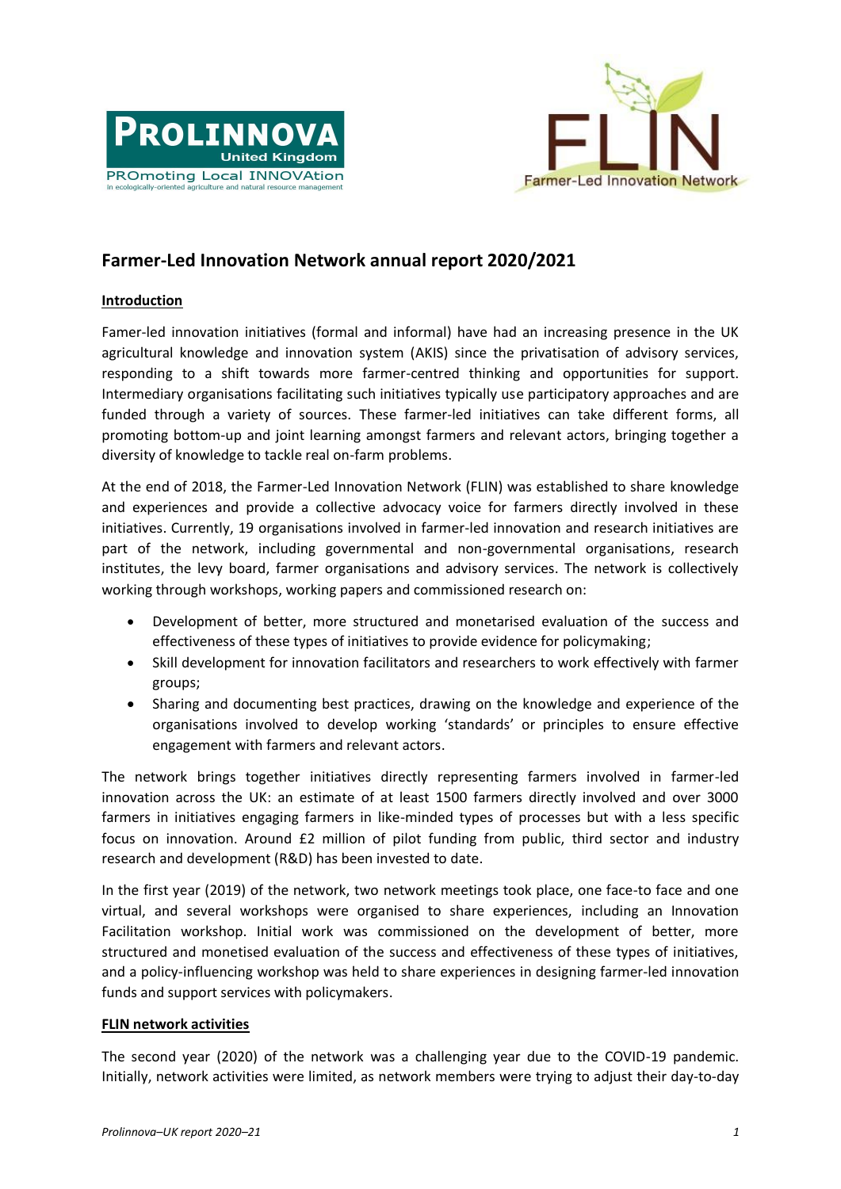# Farmer-Led Innovation Network annual report 2020/2021

## Introduction

Famer-led innovation initiatives (formal and informal) have had an increasing presence in the UK agricultural knowledge and innovation system (AKIS) since the privatisation of advisory services, responding to a shift towards more farmer-centred thinking and opportunities for support. Intermediary organisations facilitating such initiatives typically use participatory approaches and are funded through a variety of sources. These farmer-led initiatives can take different forms, all promoting bottom-up and joint learning amongst farmers and relevant actors, bringing together a diversity of knowledge to tackle real on-farm problems.

At the end of 2018, the Farmer-Led Innovation Network (FLIN) was established to share knowledge and experiences and provide a collective advocacy voice for farmers directly involved in these initiatives. Currently, 19 organisations involved in farmer-led innovation and research initiatives are part of the network, including governmental and non-governmental organisations, research institutes, the levy board, farmer organisations and advisory services. The network is collectively working through workshops, working papers and commissioned research on:

- Development of better, more structured and monetarised evaluation of the success and effectiveness of these types of initiatives to provide evidence for policymaking;
- Skill development for innovation facilitators and researchers to work effectively with farmer groups;
- Sharing and documenting best practices, drawing on the knowledge and experience of the organisations involved to develop working 'standards' or principles to ensure effective engagement with farmers and relevant actors.

The network brings together initiatives directly representing farmers involved in farmer-led innovation across the UK: an estimate of at least 1500 farmers directly involved and over 3000 farmers in initiatives engaging farmers in like-minded types of processes but with a less specific focus on innovation. Around £2 million of pilot funding from public, third sector and industry research and development (R&D) has been invested to date.

In the first year (2019) of the network, two network meetings took place, one face-to face and one virtual, and several workshops were organised to share experiences, including an Innovation Facilitation workshop. Initial work was commissioned on the development of better, more structured and monetised evaluation of the success and effectiveness of these types of initiatives, and a policy-influencing workshop was held to share experiences in designing farmer-led innovation funds and support services with policymakers.

## FLIN network activities

The second year (2020) of the network was a challenging year due to the COVID-19 pandemic. Initially, network activities were limited, as network members were trying to adjust their day-to-day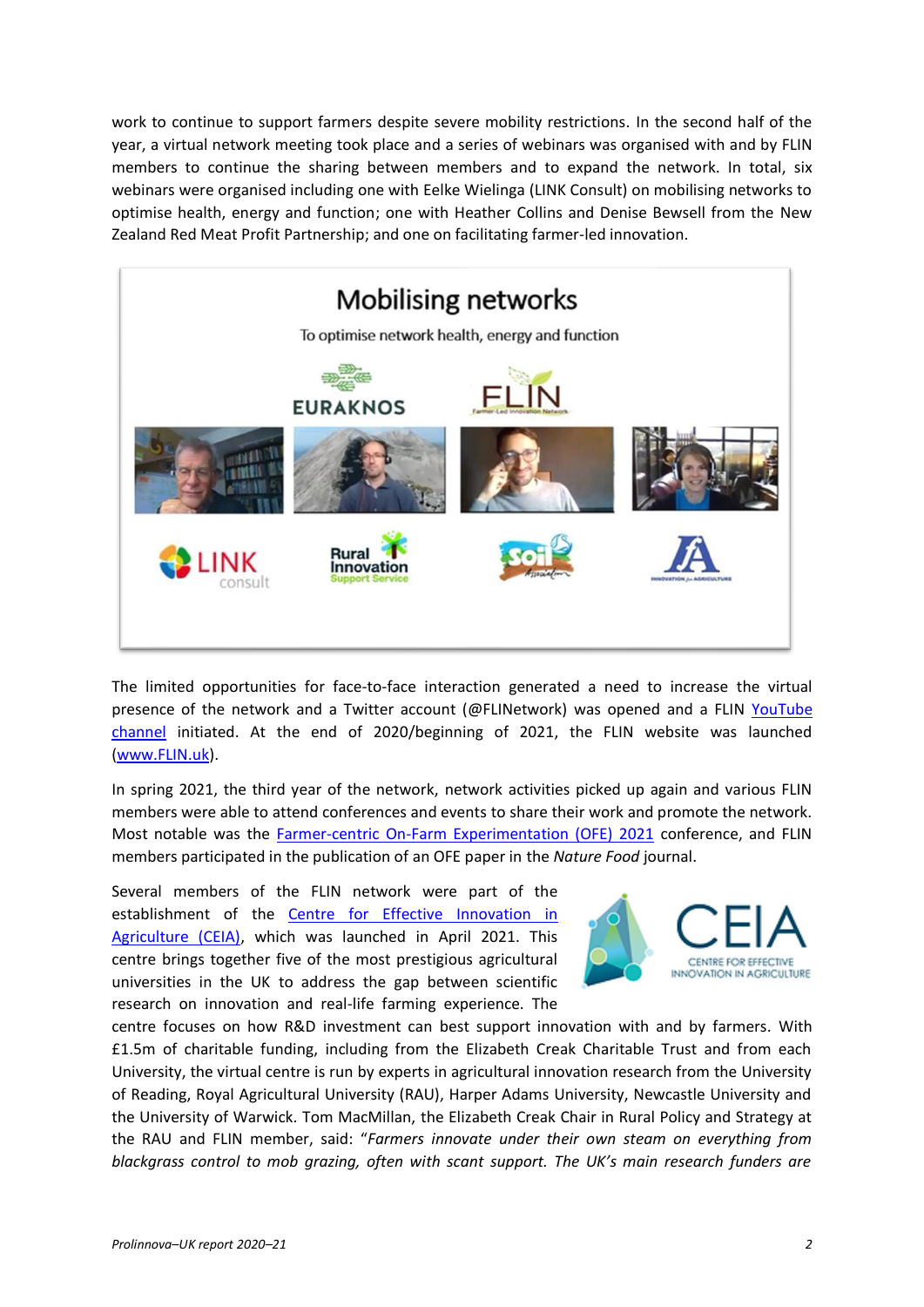work to continue to support farmers despite severe mobility restrictions. In the second half of the year, a virtual network meeting took place and a series of webinars was organised with and by FLIN members to continue the sharing between members and to expand the network. In total, six webinars were organised including one with Eelke Wielinga (LINK Consult) on mobilising networks to optimise health, energy and function; one with Heather Collins and Denise Bewsell from the New Zealand Red Meat Profit Partnership; and one on facilitating farmer-led innovation.

The limited opportunities for face-to-face interaction generated a need to increase the virtual presence of the network and a Twitter account (@FLINetwork) was opened and a FLIN YouTube channel initiated. At the end of 2020/beginning of 2021, the FLIN website was launched (www.FLIN.uk).

In spring 2021, the third year of the network, network activities picked up again and various FLIN members were able to attend conferences and events to share their work and promote the network. Most notable was the Farmer-centric On-Farm Experimentation (OFE) 2021 conference, and FLIN members participated in the publication of an OFE paper in the *Nature Food* journal.

Several members of the FLIN network were part of the establishment of the Centre for Effective Innovation in Agriculture (CEIA), which was launched in April 2021. This centre brings together five of the most prestigious agricultural universities in the UK to address the gap between scientific research on innovation and real-life farming experience. The centre focuses on how R&D investment can best support innovation with and by farmers. With £1.5m of charitable funding, including from the Elizabeth Creak Charitable Trust and from each University, the virtual centre is run by experts in agricultural innovation research from the University of Reading, Royal Agricultural University (RAU), Harper Adams University, Newcastle University and the University of Warwick. Tom MacMillan, the Elizabeth Creak Chair in Rural Policy and Strategy at the RAU and FLIN member, said: "*Farmers innovate under their own steam on everything from blackgrass control to mob grazing, often with scant support. The UK's main research funders are*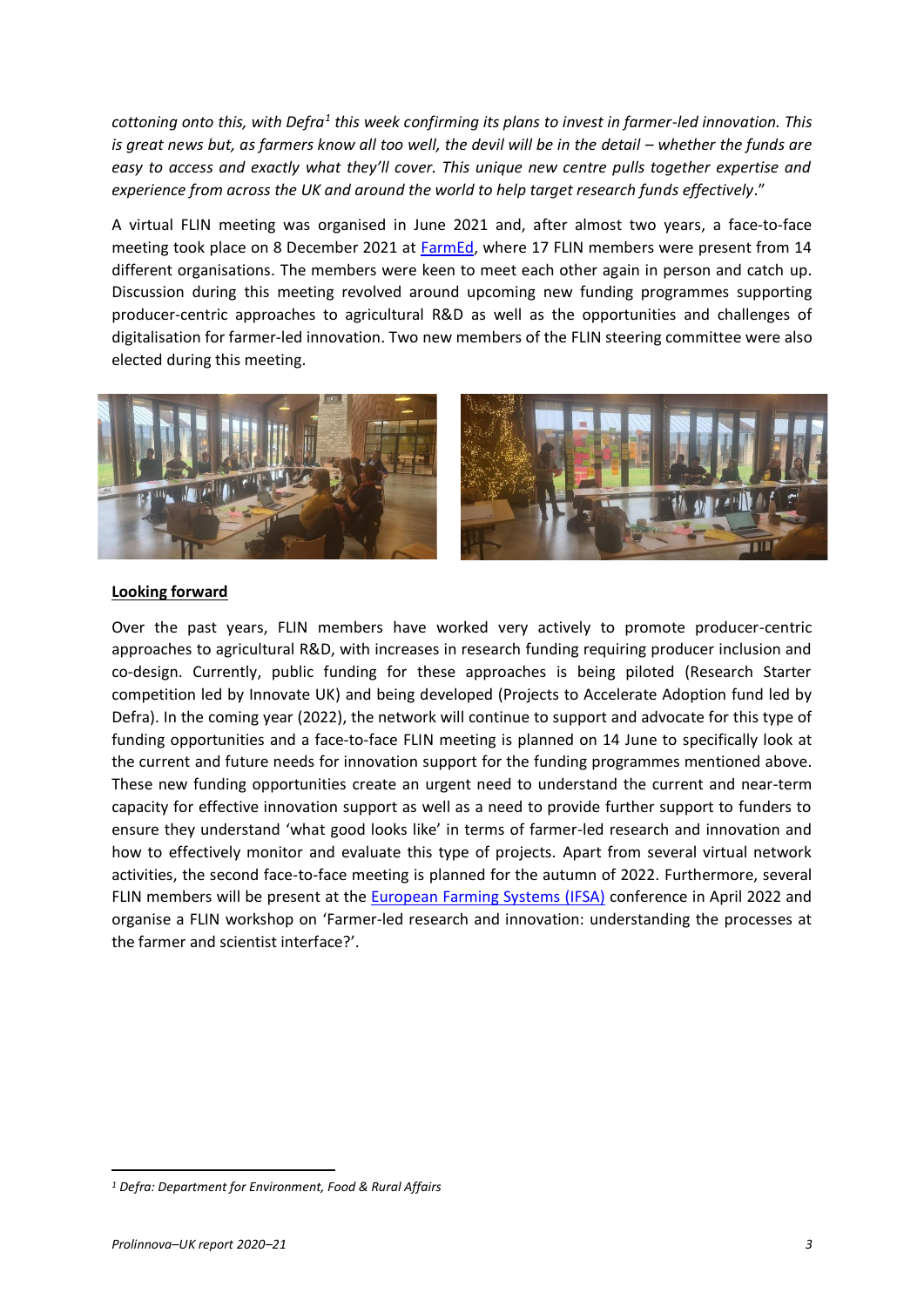*cottoning onto this, with Defra[1] this week confirming its plans to invest in farmer-led innovation. This is great news but, as farmers know all too well, the devil will be in the detail – whether the funds are easy to access and exactly what they'll cover. This unique new centre pulls together expertise and experience from across the UK and around the world to help target research funds effectively*."

A virtual FLIN meeting was organised in June 2021 and, after almost two years, a face-to-face meeting took place on 8 December 2021 at FarmEd, where 17 FLIN members were present from 14 different organisations. The members were keen to meet each other again in person and catch up. Discussion during this meeting revolved around upcoming new funding programmes supporting producer-centric approaches to agricultural R&D as well as the opportunities and challenges of digitalisation for farmer-led innovation. Two new members of the FLIN steering committee were also elected during this meeting.

## Looking forward

Over the past years, FLIN members have worked very actively to promote producer-centric approaches to agricultural R&D, with increases in research funding requiring producer inclusion and co-design. Currently, public funding for these approaches is being piloted (Research Starter competition led by Innovate UK) and being developed (Projects to Accelerate Adoption fund led by Defra). In the coming year (2022), the network will continue to support and advocate for this type of funding opportunities and a face-to-face FLIN meeting is planned on 14 June to specifically look at the current and future needs for innovation support for the funding programmes mentioned above. These new funding opportunities create an urgent need to understand the current and near-term capacity for effective innovation support as well as a need to provide further support to funders to ensure they understand 'what good looks like' in terms of farmer-led research and innovation and how to effectively monitor and evaluate this type of projects. Apart from several virtual network activities, the second face-to-face meeting is planned for the autumn of 2022. Furthermore, several FLIN members will be present at the European Farming Systems (IFSA) conference in April 2022 and organise a FLIN workshop on 'Farmer-led research and innovation: understanding the processes at the farmer and scientist interface?'.

---

[1] *Defra: Department for Environment, Food & Rural Affairs*